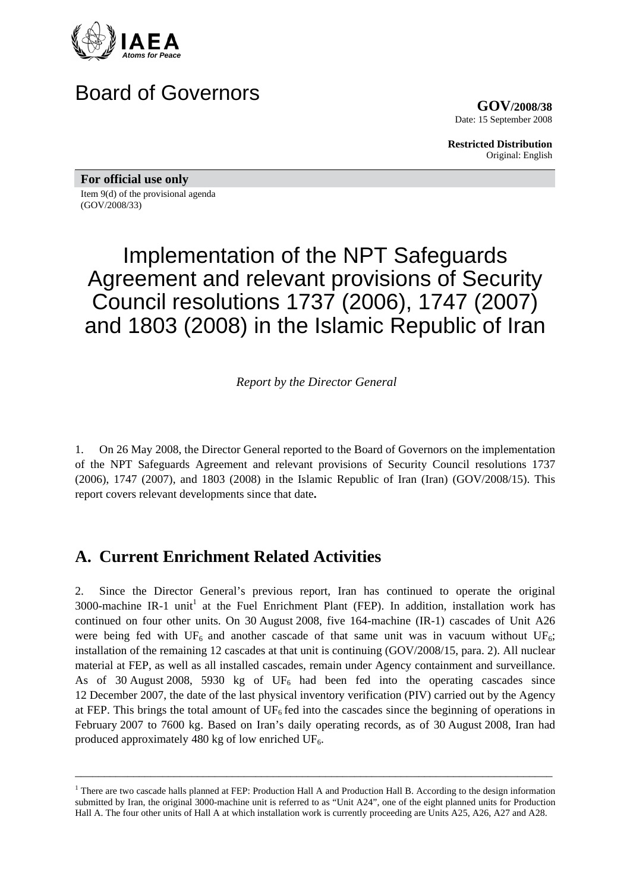IAEA
Atoms for Peace

# Board of Governors

**GOV/2008/38**
Date: 15 September 2008

**Restricted Distribution**
Original: English

**For official use only**

Item 9(d) of the provisional agenda
(GOV/2008/33)

# Implementation of the NPT Safeguards Agreement and relevant provisions of Security Council resolutions 1737 (2006), 1747 (2007) and 1803 (2008) in the Islamic Republic of Iran

*Report by the Director General*

1. On 26 May 2008, the Director General reported to the Board of Governors on the implementation of the NPT Safeguards Agreement and relevant provisions of Security Council resolutions 1737 (2006), 1747 (2007), and 1803 (2008) in the Islamic Republic of Iran (Iran) (GOV/2008/15). This report covers relevant developments since that date**.**

## A. Current Enrichment Related Activities

2. Since the Director General's previous report, Iran has continued to operate the original 3000-machine IR-1 unit[1] at the Fuel Enrichment Plant (FEP). In addition, installation work has continued on four other units. On 30 August 2008, five 164-machine (IR-1) cascades of Unit A26 were being fed with $UF_6$ and another cascade of that same unit was in vacuum without $UF_6$; installation of the remaining 12 cascades at that unit is continuing (GOV/2008/15, para. 2). All nuclear material at FEP, as well as all installed cascades, remain under Agency containment and surveillance. As of 30 August 2008, 5930 kg of $UF_6$ had been fed into the operating cascades since 12 December 2007, the date of the last physical inventory verification (PIV) carried out by the Agency at FEP. This brings the total amount of $UF_6$ fed into the cascades since the beginning of operations in February 2007 to 7600 kg. Based on Iran's daily operating records, as of 30 August 2008, Iran had produced approximately 480 kg of low enriched $UF_6$.

---

[1] There are two cascade halls planned at FEP: Production Hall A and Production Hall B. According to the design information submitted by Iran, the original 3000-machine unit is referred to as "Unit A24", one of the eight planned units for Production Hall A. The four other units of Hall A at which installation work is currently proceeding are Units A25, A26, A27 and A28.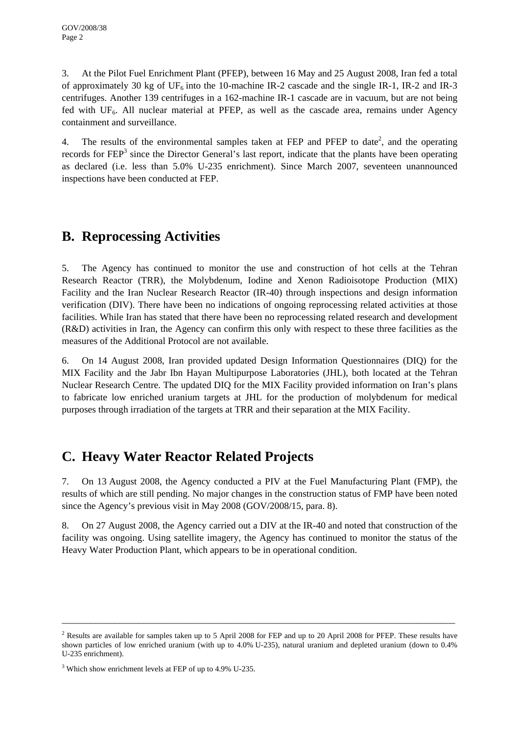3. At the Pilot Fuel Enrichment Plant (PFEP), between 16 May and 25 August 2008, Iran fed a total of approximately 30 kg of $UF_6$ into the 10-machine IR-2 cascade and the single IR-1, IR-2 and IR-3 centrifuges. Another 139 centrifuges in a 162-machine IR-1 cascade are in vacuum, but are not being fed with $UF_6$. All nuclear material at PFEP, as well as the cascade area, remains under Agency containment and surveillance.

4. The results of the environmental samples taken at FEP and PFEP to date[2], and the operating records for FEP[3] since the Director General's last report, indicate that the plants have been operating as declared (i.e. less than 5.0% U-235 enrichment). Since March 2007, seventeen unannounced inspections have been conducted at FEP.

## B. Reprocessing Activities

5. The Agency has continued to monitor the use and construction of hot cells at the Tehran Research Reactor (TRR), the Molybdenum, Iodine and Xenon Radioisotope Production (MIX) Facility and the Iran Nuclear Research Reactor (IR-40) through inspections and design information verification (DIV). There have been no indications of ongoing reprocessing related activities at those facilities. While Iran has stated that there have been no reprocessing related research and development (R&D) activities in Iran, the Agency can confirm this only with respect to these three facilities as the measures of the Additional Protocol are not available.

6. On 14 August 2008, Iran provided updated Design Information Questionnaires (DIQ) for the MIX Facility and the Jabr Ibn Hayan Multipurpose Laboratories (JHL), both located at the Tehran Nuclear Research Centre. The updated DIQ for the MIX Facility provided information on Iran's plans to fabricate low enriched uranium targets at JHL for the production of molybdenum for medical purposes through irradiation of the targets at TRR and their separation at the MIX Facility.

## C. Heavy Water Reactor Related Projects

7. On 13 August 2008, the Agency conducted a PIV at the Fuel Manufacturing Plant (FMP), the results of which are still pending. No major changes in the construction status of FMP have been noted since the Agency's previous visit in May 2008 (GOV/2008/15, para. 8).

8. On 27 August 2008, the Agency carried out a DIV at the IR-40 and noted that construction of the facility was ongoing. Using satellite imagery, the Agency has continued to monitor the status of the Heavy Water Production Plant, which appears to be in operational condition.

---

[2] Results are available for samples taken up to 5 April 2008 for FEP and up to 20 April 2008 for PFEP. These results have shown particles of low enriched uranium (with up to 4.0% U-235), natural uranium and depleted uranium (down to 0.4% U-235 enrichment).

[3] Which show enrichment levels at FEP of up to 4.9% U-235.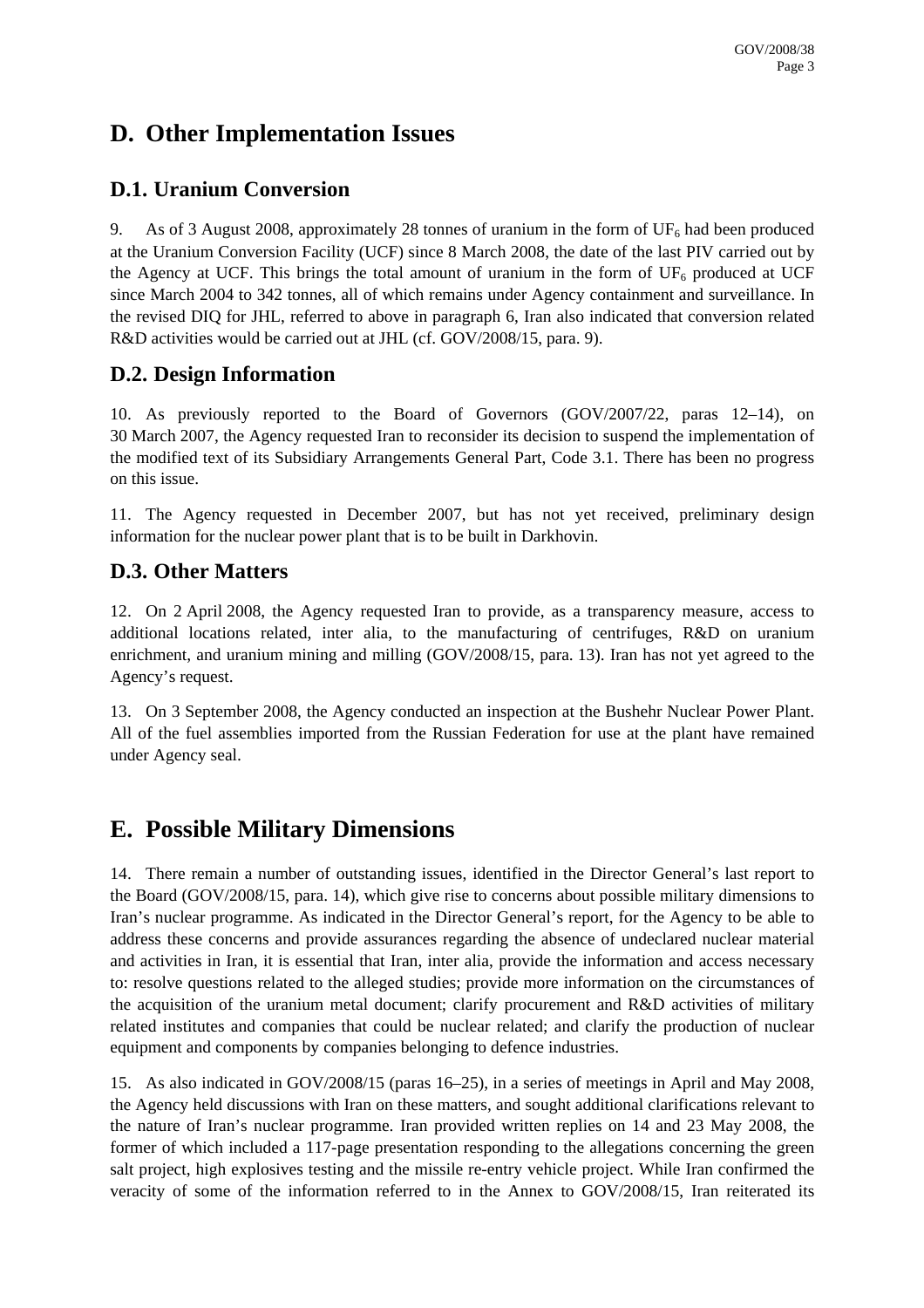# D. Other Implementation Issues

## D.1. Uranium Conversion

9. As of 3 August 2008, approximately 28 tonnes of uranium in the form of $UF_6$ had been produced at the Uranium Conversion Facility (UCF) since 8 March 2008, the date of the last PIV carried out by the Agency at UCF. This brings the total amount of uranium in the form of $UF_6$ produced at UCF since March 2004 to 342 tonnes, all of which remains under Agency containment and surveillance. In the revised DIQ for JHL, referred to above in paragraph 6, Iran also indicated that conversion related R&D activities would be carried out at JHL (cf. GOV/2008/15, para. 9).

## D.2. Design Information

10. As previously reported to the Board of Governors (GOV/2007/22, paras 12–14), on 30 March 2007, the Agency requested Iran to reconsider its decision to suspend the implementation of the modified text of its Subsidiary Arrangements General Part, Code 3.1. There has been no progress on this issue.

11. The Agency requested in December 2007, but has not yet received, preliminary design information for the nuclear power plant that is to be built in Darkhovin.

## D.3. Other Matters

12. On 2 April 2008, the Agency requested Iran to provide, as a transparency measure, access to additional locations related, inter alia, to the manufacturing of centrifuges, R&D on uranium enrichment, and uranium mining and milling (GOV/2008/15, para. 13). Iran has not yet agreed to the Agency's request.

13. On 3 September 2008, the Agency conducted an inspection at the Bushehr Nuclear Power Plant. All of the fuel assemblies imported from the Russian Federation for use at the plant have remained under Agency seal.

# E. Possible Military Dimensions

14. There remain a number of outstanding issues, identified in the Director General's last report to the Board (GOV/2008/15, para. 14), which give rise to concerns about possible military dimensions to Iran's nuclear programme. As indicated in the Director General's report, for the Agency to be able to address these concerns and provide assurances regarding the absence of undeclared nuclear material and activities in Iran, it is essential that Iran, inter alia, provide the information and access necessary to: resolve questions related to the alleged studies; provide more information on the circumstances of the acquisition of the uranium metal document; clarify procurement and R&D activities of military related institutes and companies that could be nuclear related; and clarify the production of nuclear equipment and components by companies belonging to defence industries.

15. As also indicated in GOV/2008/15 (paras 16–25), in a series of meetings in April and May 2008, the Agency held discussions with Iran on these matters, and sought additional clarifications relevant to the nature of Iran's nuclear programme. Iran provided written replies on 14 and 23 May 2008, the former of which included a 117-page presentation responding to the allegations concerning the green salt project, high explosives testing and the missile re-entry vehicle project. While Iran confirmed the veracity of some of the information referred to in the Annex to GOV/2008/15, Iran reiterated its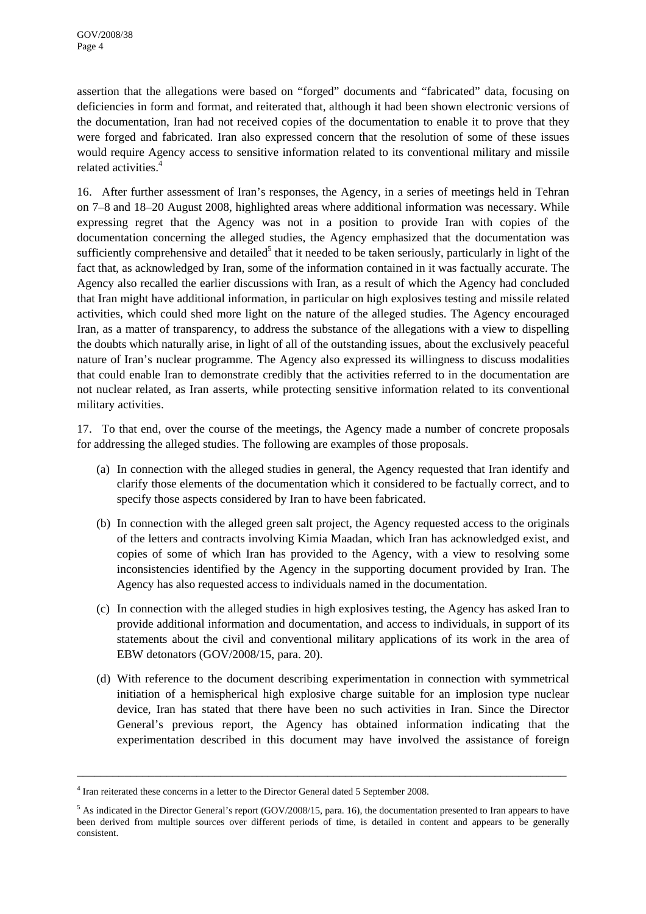assertion that the allegations were based on "forged" documents and "fabricated" data, focusing on deficiencies in form and format, and reiterated that, although it had been shown electronic versions of the documentation, Iran had not received copies of the documentation to enable it to prove that they were forged and fabricated. Iran also expressed concern that the resolution of some of these issues would require Agency access to sensitive information related to its conventional military and missile related activities.[4]

16. After further assessment of Iran's responses, the Agency, in a series of meetings held in Tehran on 7–8 and 18–20 August 2008, highlighted areas where additional information was necessary. While expressing regret that the Agency was not in a position to provide Iran with copies of the documentation concerning the alleged studies, the Agency emphasized that the documentation was sufficiently comprehensive and detailed[5] that it needed to be taken seriously, particularly in light of the fact that, as acknowledged by Iran, some of the information contained in it was factually accurate. The Agency also recalled the earlier discussions with Iran, as a result of which the Agency had concluded that Iran might have additional information, in particular on high explosives testing and missile related activities, which could shed more light on the nature of the alleged studies. The Agency encouraged Iran, as a matter of transparency, to address the substance of the allegations with a view to dispelling the doubts which naturally arise, in light of all of the outstanding issues, about the exclusively peaceful nature of Iran's nuclear programme. The Agency also expressed its willingness to discuss modalities that could enable Iran to demonstrate credibly that the activities referred to in the documentation are not nuclear related, as Iran asserts, while protecting sensitive information related to its conventional military activities.

17. To that end, over the course of the meetings, the Agency made a number of concrete proposals for addressing the alleged studies. The following are examples of those proposals.

(a) In connection with the alleged studies in general, the Agency requested that Iran identify and clarify those elements of the documentation which it considered to be factually correct, and to specify those aspects considered by Iran to have been fabricated.

(b) In connection with the alleged green salt project, the Agency requested access to the originals of the letters and contracts involving Kimia Maadan, which Iran has acknowledged exist, and copies of some of which Iran has provided to the Agency, with a view to resolving some inconsistencies identified by the Agency in the supporting document provided by Iran. The Agency has also requested access to individuals named in the documentation.

(c) In connection with the alleged studies in high explosives testing, the Agency has asked Iran to provide additional information and documentation, and access to individuals, in support of its statements about the civil and conventional military applications of its work in the area of EBW detonators (GOV/2008/15, para. 20).

(d) With reference to the document describing experimentation in connection with symmetrical initiation of a hemispherical high explosive charge suitable for an implosion type nuclear device, Iran has stated that there have been no such activities in Iran. Since the Director General's previous report, the Agency has obtained information indicating that the experimentation described in this document may have involved the assistance of foreign

---

[4] Iran reiterated these concerns in a letter to the Director General dated 5 September 2008.

[5] As indicated in the Director General's report (GOV/2008/15, para. 16), the documentation presented to Iran appears to have been derived from multiple sources over different periods of time, is detailed in content and appears to be generally consistent.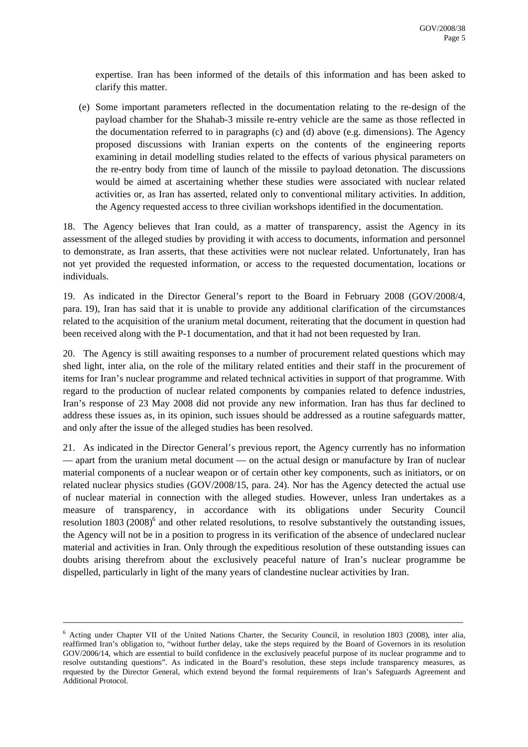expertise. Iran has been informed of the details of this information and has been asked to clarify this matter.

(e) Some important parameters reflected in the documentation relating to the re-design of the payload chamber for the Shahab-3 missile re-entry vehicle are the same as those reflected in the documentation referred to in paragraphs (c) and (d) above (e.g. dimensions). The Agency proposed discussions with Iranian experts on the contents of the engineering reports examining in detail modelling studies related to the effects of various physical parameters on the re-entry body from time of launch of the missile to payload detonation. The discussions would be aimed at ascertaining whether these studies were associated with nuclear related activities or, as Iran has asserted, related only to conventional military activities. In addition, the Agency requested access to three civilian workshops identified in the documentation.

18. The Agency believes that Iran could, as a matter of transparency, assist the Agency in its assessment of the alleged studies by providing it with access to documents, information and personnel to demonstrate, as Iran asserts, that these activities were not nuclear related. Unfortunately, Iran has not yet provided the requested information, or access to the requested documentation, locations or individuals.

19. As indicated in the Director General's report to the Board in February 2008 (GOV/2008/4, para. 19), Iran has said that it is unable to provide any additional clarification of the circumstances related to the acquisition of the uranium metal document, reiterating that the document in question had been received along with the P-1 documentation, and that it had not been requested by Iran.

20. The Agency is still awaiting responses to a number of procurement related questions which may shed light, inter alia, on the role of the military related entities and their staff in the procurement of items for Iran's nuclear programme and related technical activities in support of that programme. With regard to the production of nuclear related components by companies related to defence industries, Iran's response of 23 May 2008 did not provide any new information. Iran has thus far declined to address these issues as, in its opinion, such issues should be addressed as a routine safeguards matter, and only after the issue of the alleged studies has been resolved.

21. As indicated in the Director General's previous report, the Agency currently has no information — apart from the uranium metal document — on the actual design or manufacture by Iran of nuclear material components of a nuclear weapon or of certain other key components, such as initiators, or on related nuclear physics studies (GOV/2008/15, para. 24). Nor has the Agency detected the actual use of nuclear material in connection with the alleged studies. However, unless Iran undertakes as a measure of transparency, in accordance with its obligations under Security Council resolution 1803 (2008)[6] and other related resolutions, to resolve substantively the outstanding issues, the Agency will not be in a position to progress in its verification of the absence of undeclared nuclear material and activities in Iran. Only through the expeditious resolution of these outstanding issues can doubts arising therefrom about the exclusively peaceful nature of Iran's nuclear programme be dispelled, particularly in light of the many years of clandestine nuclear activities by Iran.

---

[6] Acting under Chapter VII of the United Nations Charter, the Security Council, in resolution 1803 (2008), inter alia, reaffirmed Iran's obligation to, "without further delay, take the steps required by the Board of Governors in its resolution GOV/2006/14, which are essential to build confidence in the exclusively peaceful purpose of its nuclear programme and to resolve outstanding questions". As indicated in the Board's resolution, these steps include transparency measures, as requested by the Director General, which extend beyond the formal requirements of Iran's Safeguards Agreement and Additional Protocol.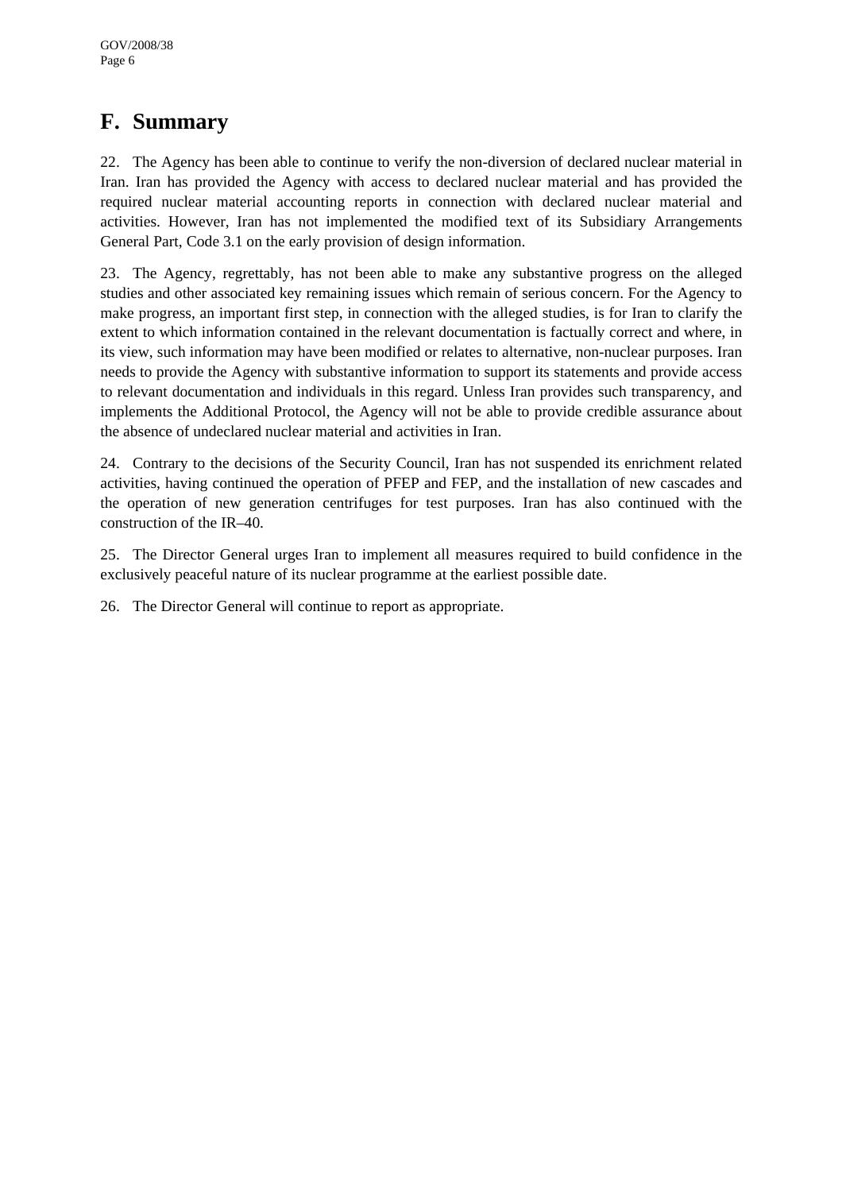## F. Summary

22. The Agency has been able to continue to verify the non-diversion of declared nuclear material in Iran. Iran has provided the Agency with access to declared nuclear material and has provided the required nuclear material accounting reports in connection with declared nuclear material and activities. However, Iran has not implemented the modified text of its Subsidiary Arrangements General Part, Code 3.1 on the early provision of design information.

23. The Agency, regrettably, has not been able to make any substantive progress on the alleged studies and other associated key remaining issues which remain of serious concern. For the Agency to make progress, an important first step, in connection with the alleged studies, is for Iran to clarify the extent to which information contained in the relevant documentation is factually correct and where, in its view, such information may have been modified or relates to alternative, non-nuclear purposes. Iran needs to provide the Agency with substantive information to support its statements and provide access to relevant documentation and individuals in this regard. Unless Iran provides such transparency, and implements the Additional Protocol, the Agency will not be able to provide credible assurance about the absence of undeclared nuclear material and activities in Iran.

24. Contrary to the decisions of the Security Council, Iran has not suspended its enrichment related activities, having continued the operation of PFEP and FEP, and the installation of new cascades and the operation of new generation centrifuges for test purposes. Iran has also continued with the construction of the IR–40.

25. The Director General urges Iran to implement all measures required to build confidence in the exclusively peaceful nature of its nuclear programme at the earliest possible date.

26. The Director General will continue to report as appropriate.